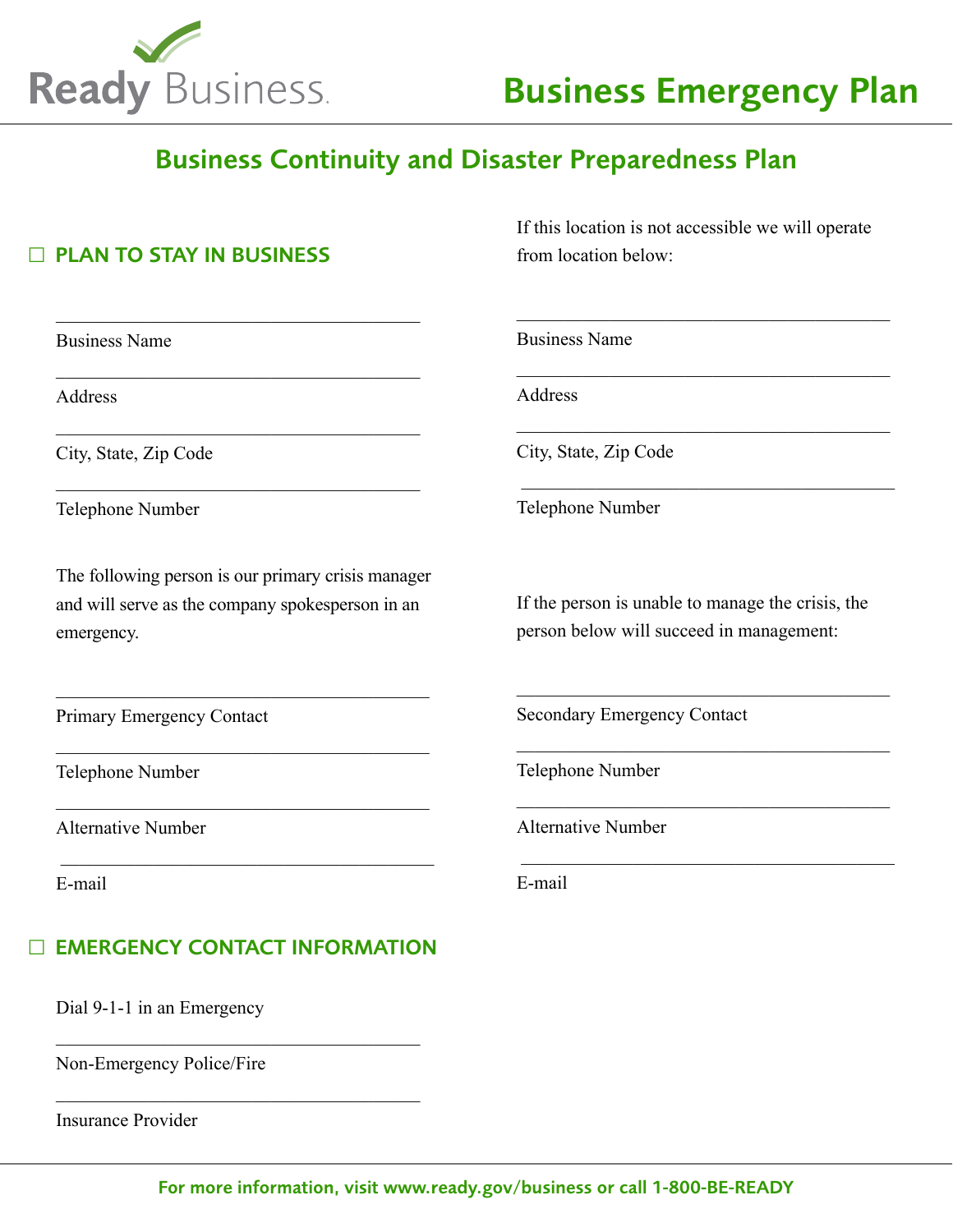Ready Business

# Business Emergency Plan

## Business Continuity and Disaster Preparedness Plan

### ☐ PLAN TO STAY IN BUSINESS

\_\_\_\_\_\_\_\_\_\_\_\_\_\_\_\_\_\_\_\_\_\_\_\_\_\_\_\_\_\_\_\_\_\_\_\_\_\_\_\_

Business Name

\_\_\_\_\_\_\_\_\_\_\_\_\_\_\_\_\_\_\_\_\_\_\_\_\_\_\_\_\_\_\_\_\_\_\_\_\_\_\_\_

Address

\_\_\_\_\_\_\_\_\_\_\_\_\_\_\_\_\_\_\_\_\_\_\_\_\_\_\_\_\_\_\_\_\_\_\_\_\_\_\_\_

City, State, Zip Code

\_\_\_\_\_\_\_\_\_\_\_\_\_\_\_\_\_\_\_\_\_\_\_\_\_\_\_\_\_\_\_\_\_\_\_\_\_\_\_\_

Telephone Number

The following person is our primary crisis manager and will serve as the company spokesperson in an emergency.

\_\_\_\_\_\_\_\_\_\_\_\_\_\_\_\_\_\_\_\_\_\_\_\_\_\_\_\_\_\_\_\_\_\_\_\_\_\_\_\_

Primary Emergency Contact

\_\_\_\_\_\_\_\_\_\_\_\_\_\_\_\_\_\_\_\_\_\_\_\_\_\_\_\_\_\_\_\_\_\_\_\_\_\_\_\_

Telephone Number

\_\_\_\_\_\_\_\_\_\_\_\_\_\_\_\_\_\_\_\_\_\_\_\_\_\_\_\_\_\_\_\_\_\_\_\_\_\_\_\_

Alternative Number

\_\_\_\_\_\_\_\_\_\_\_\_\_\_\_\_\_\_\_\_\_\_\_\_\_\_\_\_\_\_\_\_\_\_\_\_\_\_\_\_

E-mail

If this location is not accessible we will operate from location below:

\_\_\_\_\_\_\_\_\_\_\_\_\_\_\_\_\_\_\_\_\_\_\_\_\_\_\_\_\_\_\_\_\_\_\_\_\_\_\_\_

Business Name

\_\_\_\_\_\_\_\_\_\_\_\_\_\_\_\_\_\_\_\_\_\_\_\_\_\_\_\_\_\_\_\_\_\_\_\_\_\_\_\_

Address

\_\_\_\_\_\_\_\_\_\_\_\_\_\_\_\_\_\_\_\_\_\_\_\_\_\_\_\_\_\_\_\_\_\_\_\_\_\_\_\_

City, State, Zip Code

\_\_\_\_\_\_\_\_\_\_\_\_\_\_\_\_\_\_\_\_\_\_\_\_\_\_\_\_\_\_\_\_\_\_\_\_\_\_\_\_

Telephone Number

If the person is unable to manage the crisis, the person below will succeed in management:

\_\_\_\_\_\_\_\_\_\_\_\_\_\_\_\_\_\_\_\_\_\_\_\_\_\_\_\_\_\_\_\_\_\_\_\_\_\_\_\_

Secondary Emergency Contact

\_\_\_\_\_\_\_\_\_\_\_\_\_\_\_\_\_\_\_\_\_\_\_\_\_\_\_\_\_\_\_\_\_\_\_\_\_\_\_\_

Telephone Number

\_\_\_\_\_\_\_\_\_\_\_\_\_\_\_\_\_\_\_\_\_\_\_\_\_\_\_\_\_\_\_\_\_\_\_\_\_\_\_\_

Alternative Number

\_\_\_\_\_\_\_\_\_\_\_\_\_\_\_\_\_\_\_\_\_\_\_\_\_\_\_\_\_\_\_\_\_\_\_\_\_\_\_\_

E-mail

### ☐ EMERGENCY CONTACT INFORMATION

Dial 9-1-1 in an Emergency

\_\_\_\_\_\_\_\_\_\_\_\_\_\_\_\_\_\_\_\_\_\_\_\_\_\_\_\_\_\_\_\_\_\_\_\_\_\_\_\_

Non-Emergency Police/Fire

\_\_\_\_\_\_\_\_\_\_\_\_\_\_\_\_\_\_\_\_\_\_\_\_\_\_\_\_\_\_\_\_\_\_\_\_\_\_\_\_

Insurance Provider

For more information, visit www.ready.gov/business or call 1-800-BE-READY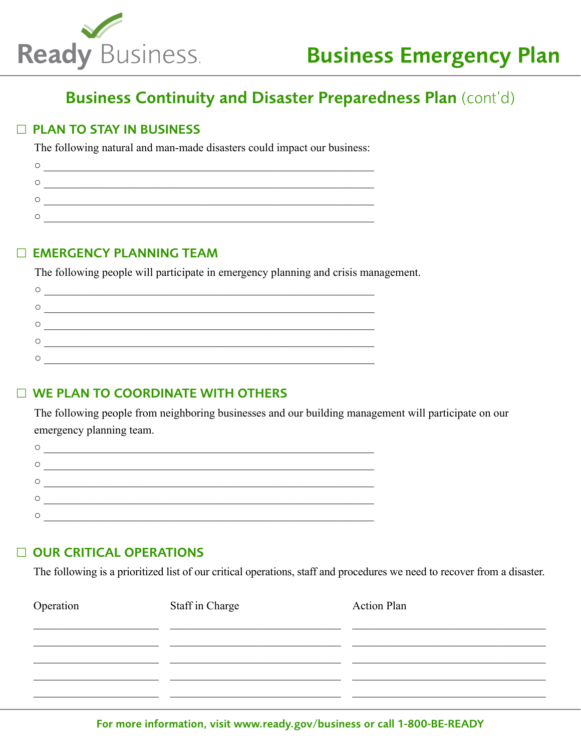# Business Emergency Plan

## Business Continuity and Disaster Preparedness Plan (cont'd)

### ☐ PLAN TO STAY IN BUSINESS

The following natural and man-made disasters could impact our business:

- ______________________________________________
- ______________________________________________
- ______________________________________________
- ______________________________________________

### ☐ EMERGENCY PLANNING TEAM

The following people will participate in emergency planning and crisis management.

- ______________________________________________
- ______________________________________________
- ______________________________________________
- ______________________________________________
- ______________________________________________

### ☐ WE PLAN TO COORDINATE WITH OTHERS

The following people from neighboring businesses and our building management will participate on our emergency planning team.

- ______________________________________________
- ______________________________________________
- ______________________________________________
- ______________________________________________
- ______________________________________________

### ☐ OUR CRITICAL OPERATIONS

The following is a prioritized list of our critical operations, staff and procedures we need to recover from a disaster.

| Operation | Staff in Charge | Action Plan |
|---|---|---|
| | | |
| | | |
| | | |
| | | |
| | | |

For more information, visit www.ready.gov/business or call 1-800-BE-READY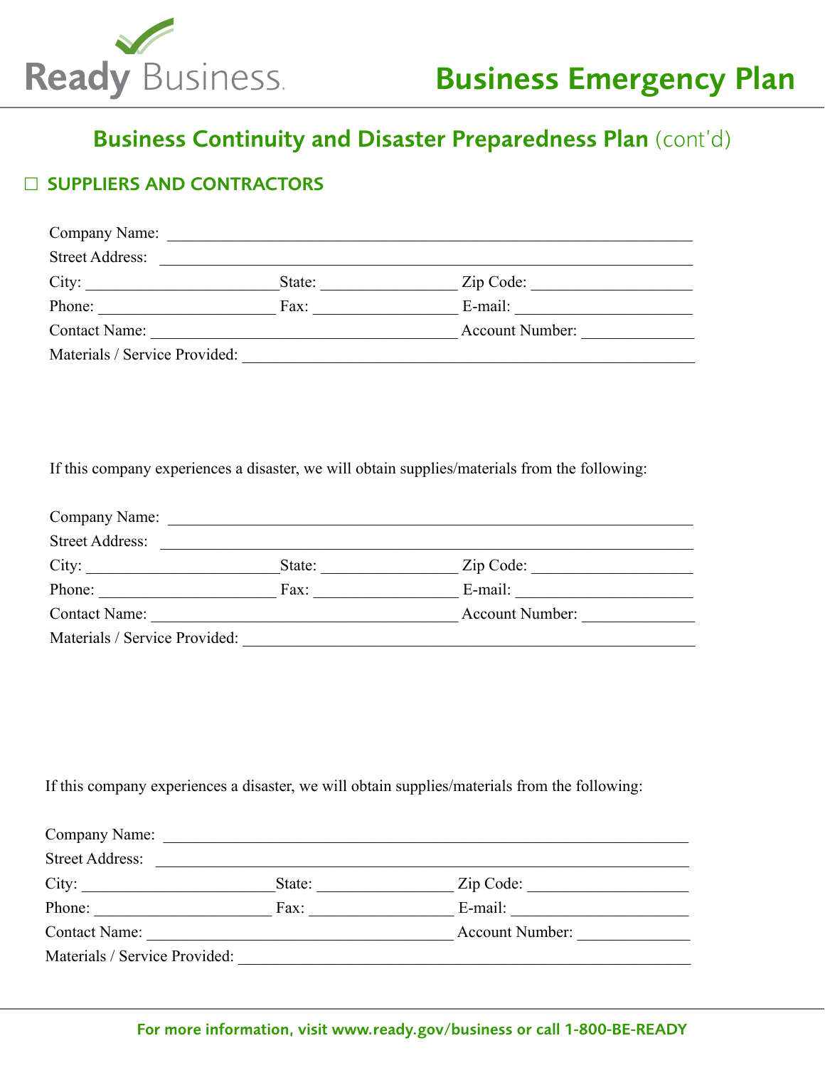# Business Emergency Plan

## Business Continuity and Disaster Preparedness Plan (cont'd)

### ☐ SUPPLIERS AND CONTRACTORS

Company Name: ______________________________________________________________

Street Address: ______________________________________________________________

City: ______________________ State: ________________ Zip Code: ___________________

Phone: ____________________ Fax: ________________ E-mail: _____________________

Contact Name: ____________________________________ Account Number: _____________

Materials / Service Provided: _____________________________________________________

If this company experiences a disaster, we will obtain supplies/materials from the following:

Company Name: ______________________________________________________________

Street Address: ______________________________________________________________

City: ______________________ State: ________________ Zip Code: ___________________

Phone: ____________________ Fax: ________________ E-mail: _____________________

Contact Name: ____________________________________ Account Number: _____________

Materials / Service Provided: _____________________________________________________

If this company experiences a disaster, we will obtain supplies/materials from the following:

Company Name: ______________________________________________________________

Street Address: ______________________________________________________________

City: ______________________ State: ________________ Zip Code: ___________________

Phone: ____________________ Fax: ________________ E-mail: _____________________

Contact Name: ____________________________________ Account Number: _____________

Materials / Service Provided: _____________________________________________________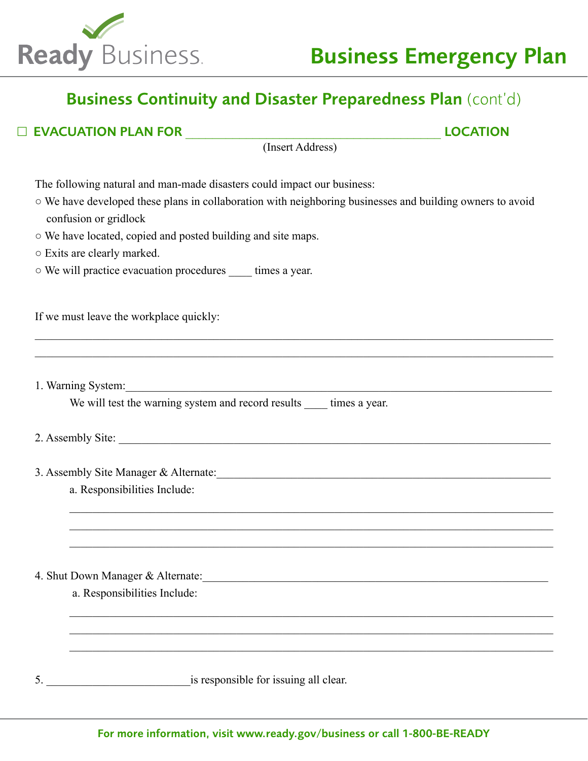# Business Continuity and Disaster Preparedness Plan (cont'd)

## ☐ EVACUATION PLAN FOR ________________________________________ LOCATION

(Insert Address)

The following natural and man-made disasters could impact our business:

- ○ We have developed these plans in collaboration with neighboring businesses and building owners to avoid confusion or gridlock
- ○ We have located, copied and posted building and site maps.
- ○ Exits are clearly marked.
- ○ We will practice evacuation procedures ____ times a year.

If we must leave the workplace quickly:

______________________________________________________________________________

______________________________________________________________________________

1. Warning System:_____________________________________________________________

   We will test the warning system and record results ____ times a year.

2. Assembly Site: ______________________________________________________________

3. Assembly Site Manager & Alternate:_____________________________________________

   a. Responsibilities Include:

   ______________________________________________________________________

   ______________________________________________________________________

   ______________________________________________________________________

4. Shut Down Manager & Alternate:_______________________________________________

   a. Responsibilities Include:

   ______________________________________________________________________

   ______________________________________________________________________

   ______________________________________________________________________

5. _________________________is responsible for issuing all clear.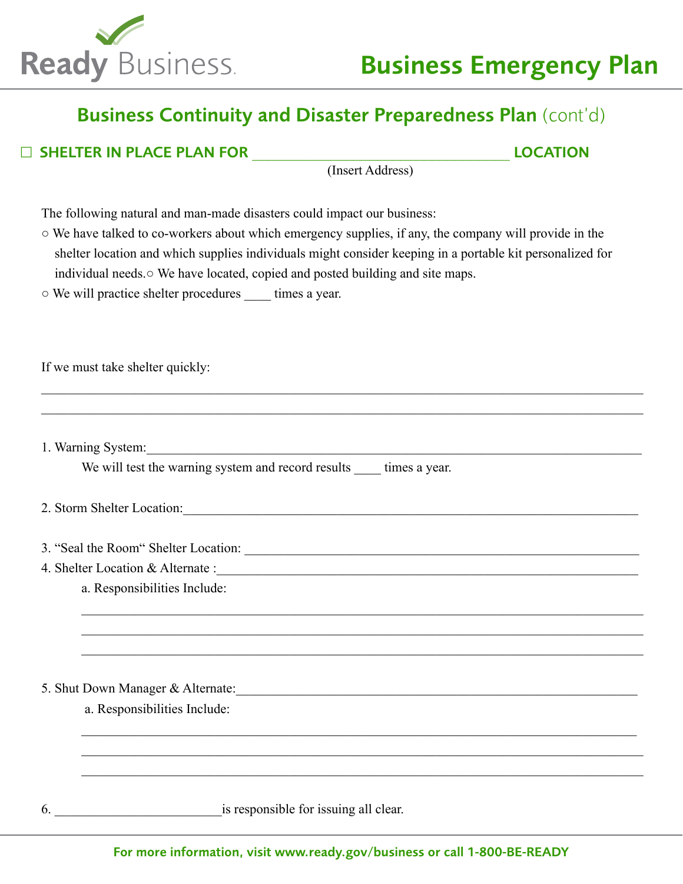# Business Emergency Plan

## Business Continuity and Disaster Preparedness Plan (cont'd)

### ☐ SHELTER IN PLACE PLAN FOR ________________________________ LOCATION

(Insert Address)

The following natural and man-made disasters could impact our business:

○ We have talked to co-workers about which emergency supplies, if any, the company will provide in the shelter location and which supplies individuals might consider keeping in a portable kit personalized for individual needs.○ We have located, copied and posted building and site maps.

○ We will practice shelter procedures ____ times a year.

If we must take shelter quickly:

______________________________________________________________________________

______________________________________________________________________________

1. Warning System:_______________________________________________________________

   We will test the warning system and record results ____ times a year.

2. Storm Shelter Location:__________________________________________________________

3. "Seal the Room" Shelter Location: _________________________________________________

4. Shelter Location & Alternate :_____________________________________________________

   a. Responsibilities Include:

   ________________________________________________________________________

   ________________________________________________________________________

   ________________________________________________________________________

5. Shut Down Manager & Alternate:___________________________________________________

   a. Responsibilities Include:

   ________________________________________________________________________

   ________________________________________________________________________

   ________________________________________________________________________

6. _________________________is responsible for issuing all clear.

For more information, visit www.ready.gov/business or call 1-800-BE-READY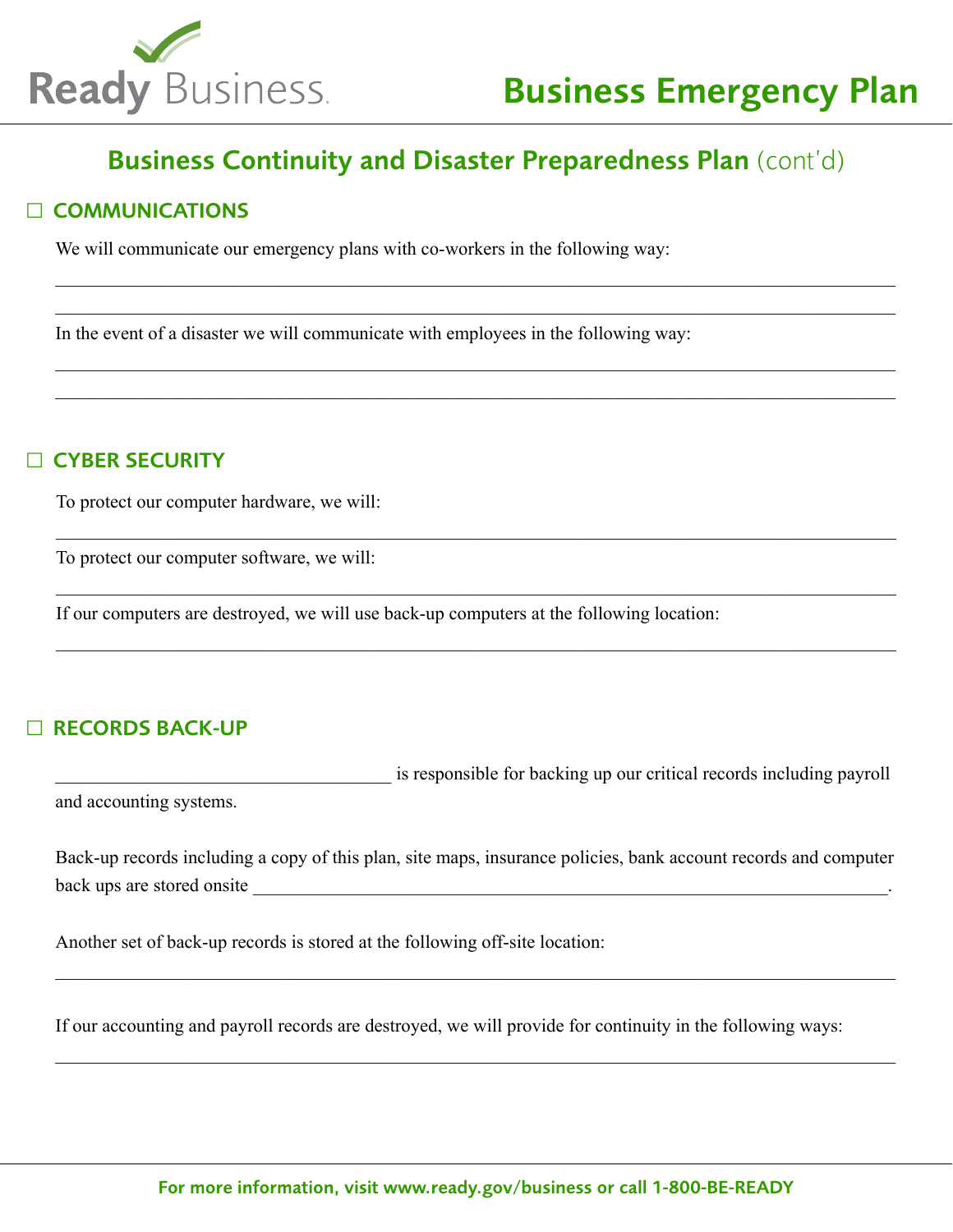## Business Continuity and Disaster Preparedness Plan (cont'd)

### ☐ COMMUNICATIONS

We will communicate our emergency plans with co-workers in the following way:

_______________________________________________________________________________

_______________________________________________________________________________

In the event of a disaster we will communicate with employees in the following way:

_______________________________________________________________________________

_______________________________________________________________________________

### ☐ CYBER SECURITY

To protect our computer hardware, we will:

_______________________________________________________________________________

To protect our computer software, we will:

_______________________________________________________________________________

If our computers are destroyed, we will use back-up computers at the following location:

_______________________________________________________________________________

### ☐ RECORDS BACK-UP

____________________________________ is responsible for backing up our critical records including payroll and accounting systems.

Back-up records including a copy of this plan, site maps, insurance policies, bank account records and computer back ups are stored onsite _______________________________________________________________.

Another set of back-up records is stored at the following off-site location:

_______________________________________________________________________________

If our accounting and payroll records are destroyed, we will provide for continuity in the following ways:

_______________________________________________________________________________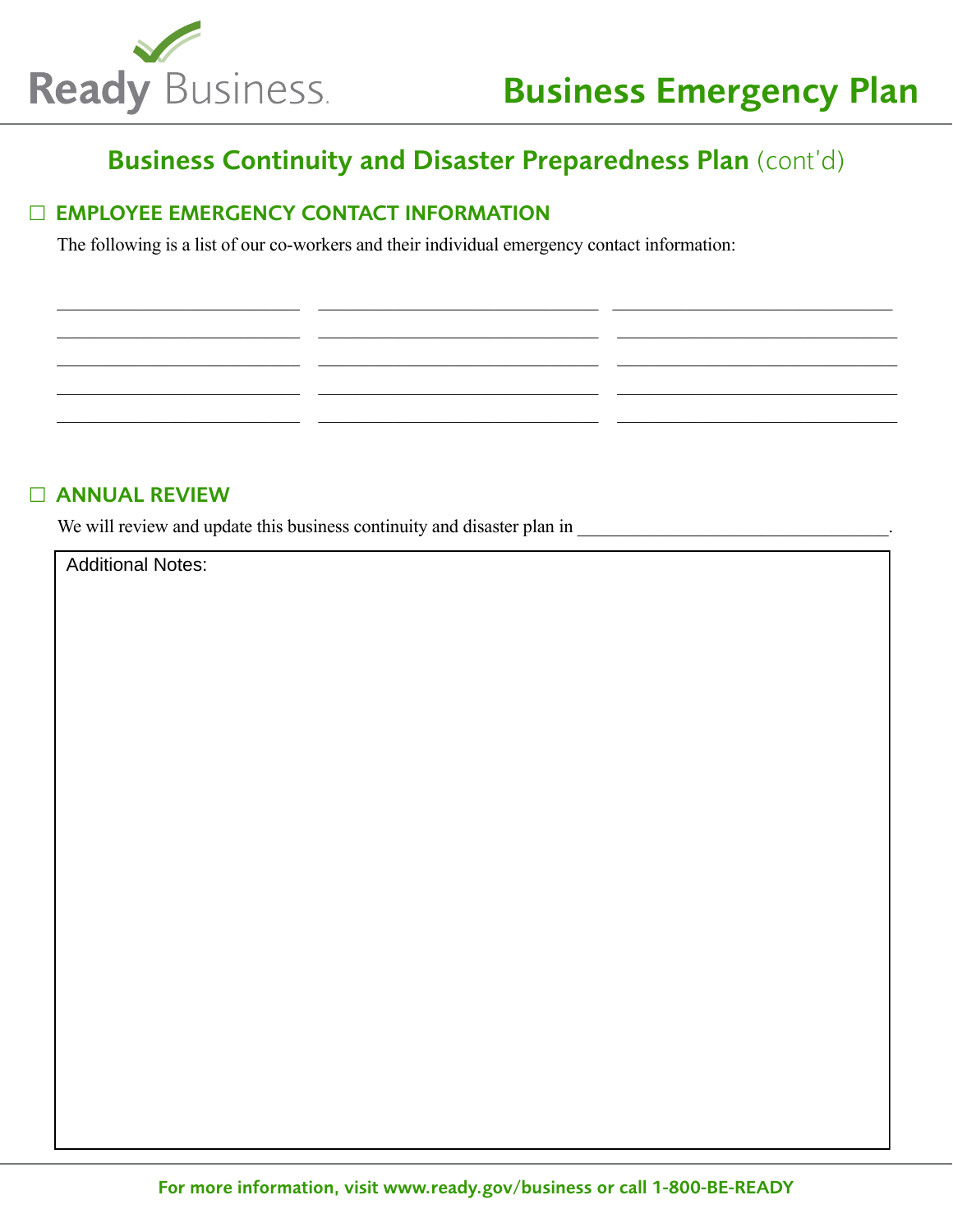# Business Emergency Plan

## Business Continuity and Disaster Preparedness Plan (cont'd)

### ☐ EMPLOYEE EMERGENCY CONTACT INFORMATION

The following is a list of our co-workers and their individual emergency contact information:

| | | |
|---|---|---|
| ________________ | ________________ | ________________ |
| ________________ | ________________ | ________________ |
| ________________ | ________________ | ________________ |
| ________________ | ________________ | ________________ |
| ________________ | ________________ | ________________ |

### ☐ ANNUAL REVIEW

We will review and update this business continuity and disaster plan in ________________________.

Additional Notes:

For more information, visit www.ready.gov/business or call 1-800-BE-READY